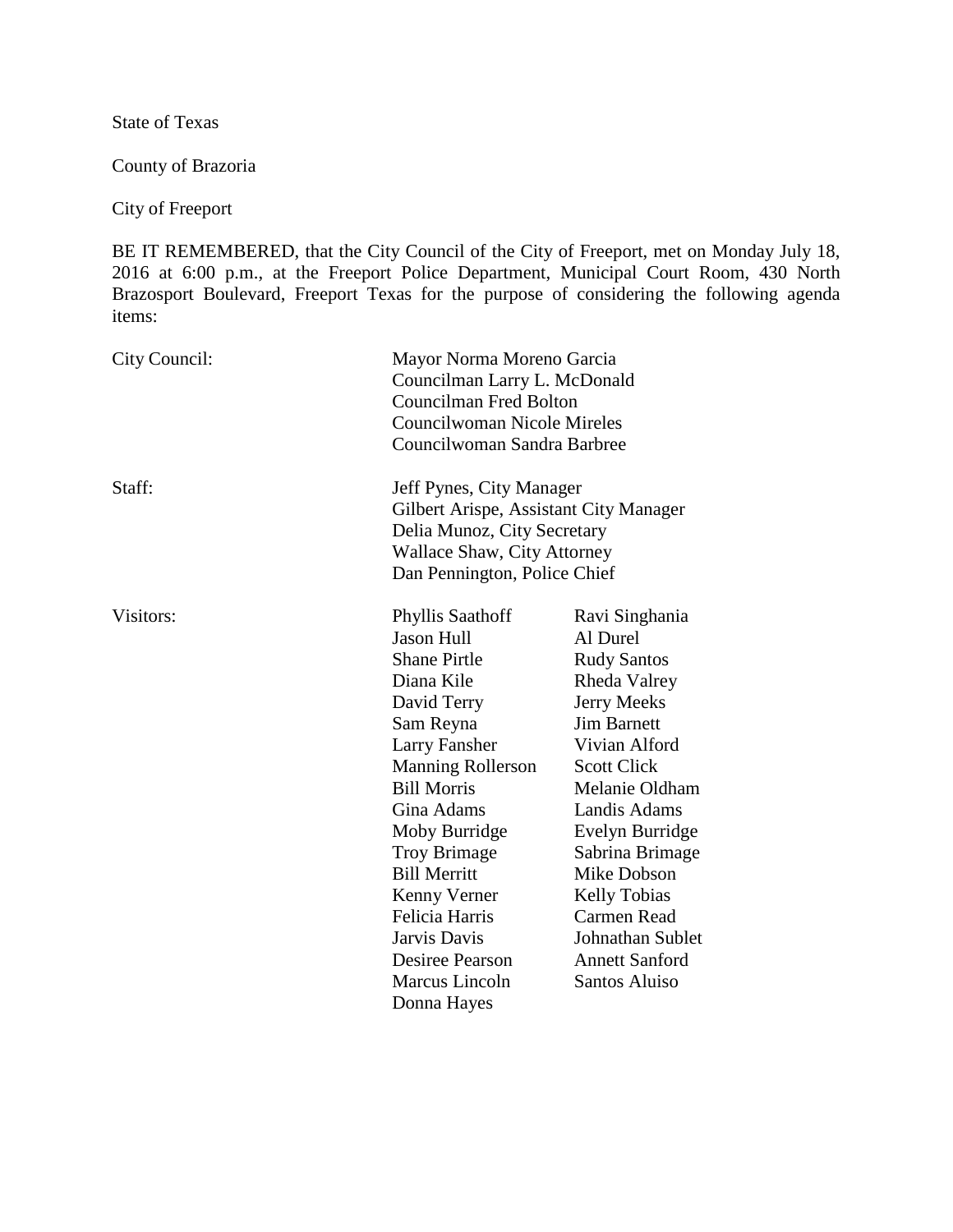State of Texas

County of Brazoria

City of Freeport

BE IT REMEMBERED, that the City Council of the City of Freeport, met on Monday July 18, 2016 at 6:00 p.m., at the Freeport Police Department, Municipal Court Room, 430 North Brazosport Boulevard, Freeport Texas for the purpose of considering the following agenda items:

City Council:

Mayor Norma Moreno Garcia
Councilman Larry L. McDonald
Councilman Fred Bolton
Councilwoman Nicole Mireles
Councilwoman Sandra Barbree

Staff:

Jeff Pynes, City Manager
Gilbert Arispe, Assistant City Manager
Delia Munoz, City Secretary
Wallace Shaw, City Attorney
Dan Pennington, Police Chief

Visitors:

| | |
|---|---|
| Phyllis Saathoff | Ravi Singhania |
| Jason Hull | Al Durel |
| Shane Pirtle | Rudy Santos |
| Diana Kile | Rheda Valrey |
| David Terry | Jerry Meeks |
| Sam Reyna | Jim Barnett |
| Larry Fansher | Vivian Alford |
| Manning Rollerson | Scott Click |
| Bill Morris | Melanie Oldham |
| Gina Adams | Landis Adams |
| Moby Burridge | Evelyn Burridge |
| Troy Brimage | Sabrina Brimage |
| Bill Merritt | Mike Dobson |
| Kenny Verner | Kelly Tobias |
| Felicia Harris | Carmen Read |
| Jarvis Davis | Johnathan Sublet |
| Desiree Pearson | Annett Sanford |
| Marcus Lincoln | Santos Aluiso |
| Donna Hayes | |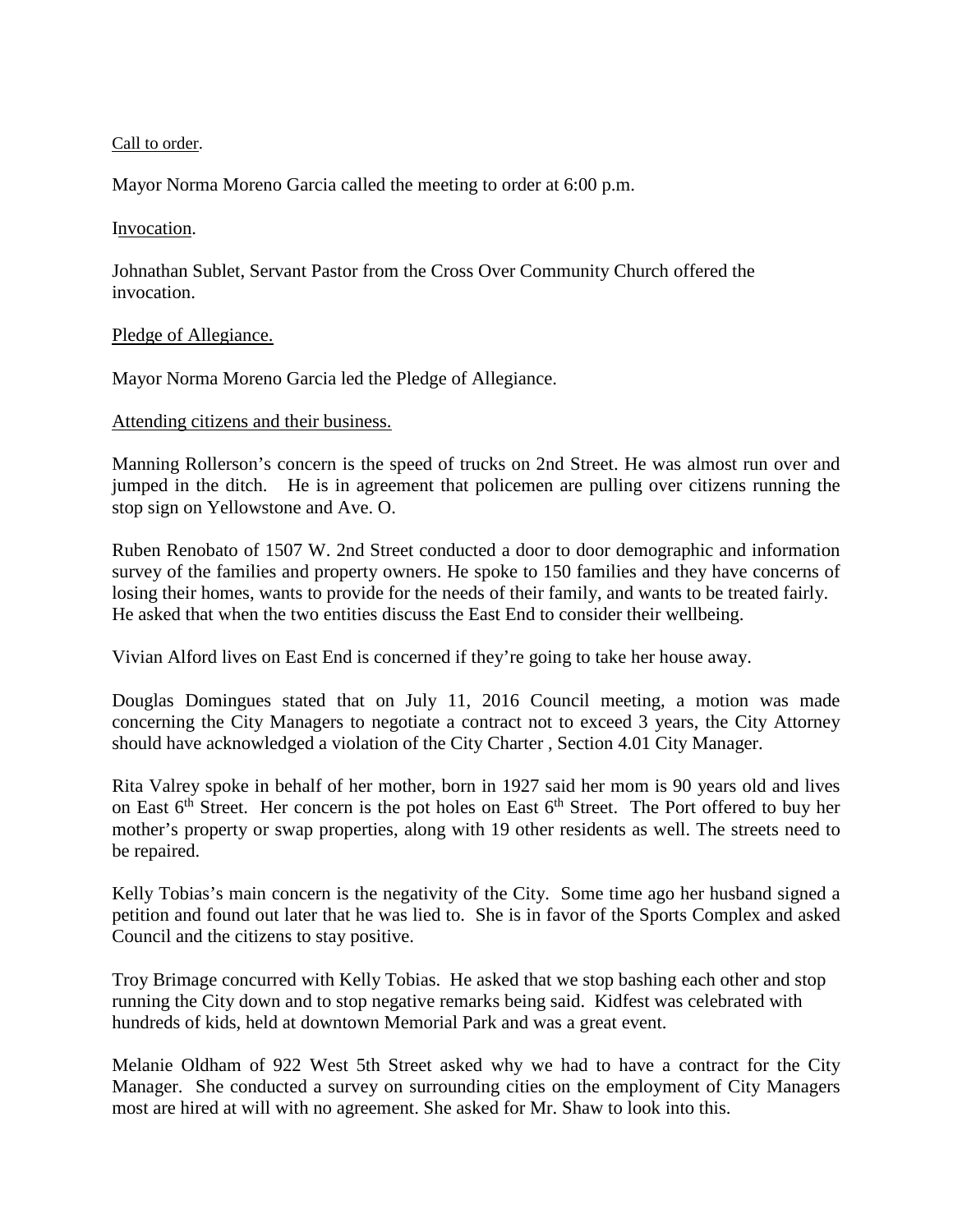Call to order.

Mayor Norma Moreno Garcia called the meeting to order at 6:00 p.m.

Invocation.

Johnathan Sublet, Servant Pastor from the Cross Over Community Church offered the invocation.

Pledge of Allegiance.

Mayor Norma Moreno Garcia led the Pledge of Allegiance.

Attending citizens and their business.

Manning Rollerson's concern is the speed of trucks on 2nd Street. He was almost run over and jumped in the ditch. He is in agreement that policemen are pulling over citizens running the stop sign on Yellowstone and Ave. O.

Ruben Renobato of 1507 W. 2nd Street conducted a door to door demographic and information survey of the families and property owners. He spoke to 150 families and they have concerns of losing their homes, wants to provide for the needs of their family, and wants to be treated fairly. He asked that when the two entities discuss the East End to consider their wellbeing.

Vivian Alford lives on East End is concerned if they're going to take her house away.

Douglas Domingues stated that on July 11, 2016 Council meeting, a motion was made concerning the City Managers to negotiate a contract not to exceed 3 years, the City Attorney should have acknowledged a violation of the City Charter , Section 4.01 City Manager.

Rita Valrey spoke in behalf of her mother, born in 1927 said her mom is 90 years old and lives on East 6th Street. Her concern is the pot holes on East 6th Street. The Port offered to buy her mother's property or swap properties, along with 19 other residents as well. The streets need to be repaired.

Kelly Tobias's main concern is the negativity of the City. Some time ago her husband signed a petition and found out later that he was lied to. She is in favor of the Sports Complex and asked Council and the citizens to stay positive.

Troy Brimage concurred with Kelly Tobias. He asked that we stop bashing each other and stop running the City down and to stop negative remarks being said. Kidfest was celebrated with hundreds of kids, held at downtown Memorial Park and was a great event.

Melanie Oldham of 922 West 5th Street asked why we had to have a contract for the City Manager. She conducted a survey on surrounding cities on the employment of City Managers most are hired at will with no agreement. She asked for Mr. Shaw to look into this.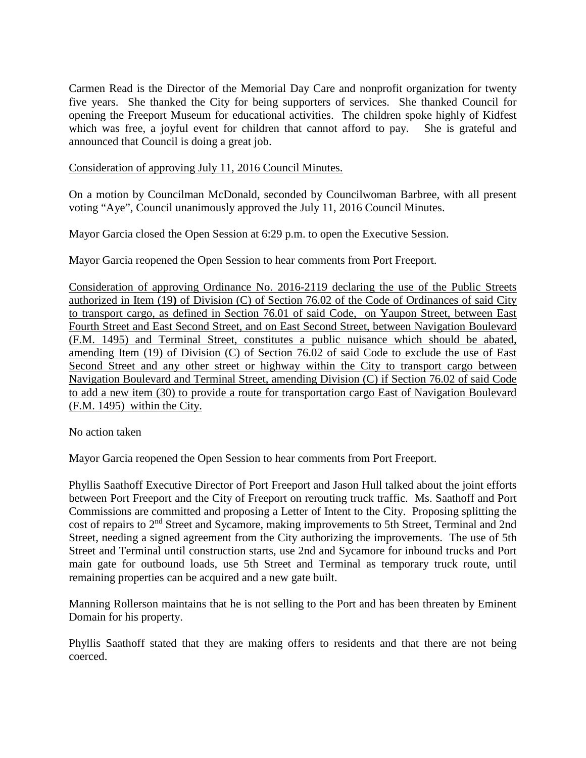Carmen Read is the Director of the Memorial Day Care and nonprofit organization for twenty five years. She thanked the City for being supporters of services. She thanked Council for opening the Freeport Museum for educational activities. The children spoke highly of Kidfest which was free, a joyful event for children that cannot afford to pay. She is grateful and announced that Council is doing a great job.

<u>Consideration of approving July 11, 2016 Council Minutes.</u>

On a motion by Councilman McDonald, seconded by Councilwoman Barbree, with all present voting "Aye", Council unanimously approved the July 11, 2016 Council Minutes.

Mayor Garcia closed the Open Session at 6:29 p.m. to open the Executive Session.

Mayor Garcia reopened the Open Session to hear comments from Port Freeport.

<u>Consideration of approving Ordinance No. 2016-2119 declaring the use of the Public Streets authorized in Item (19**)** of Division (C) of Section 76.02 of the Code of Ordinances of said City to transport cargo, as defined in Section 76.01 of said Code, on Yaupon Street, between East Fourth Street and East Second Street, and on East Second Street, between Navigation Boulevard (F.M. 1495) and Terminal Street, constitutes a public nuisance which should be abated, amending Item (19) of Division (C) of Section 76.02 of said Code to exclude the use of East Second Street and any other street or highway within the City to transport cargo between Navigation Boulevard and Terminal Street, amending Division (C) if Section 76.02 of said Code to add a new item (30) to provide a route for transportation cargo East of Navigation Boulevard (F.M. 1495) within the City.</u>

No action taken

Mayor Garcia reopened the Open Session to hear comments from Port Freeport.

Phyllis Saathoff Executive Director of Port Freeport and Jason Hull talked about the joint efforts between Port Freeport and the City of Freeport on rerouting truck traffic. Ms. Saathoff and Port Commissions are committed and proposing a Letter of Intent to the City. Proposing splitting the cost of repairs to 2nd Street and Sycamore, making improvements to 5th Street, Terminal and 2nd Street, needing a signed agreement from the City authorizing the improvements. The use of 5th Street and Terminal until construction starts, use 2nd and Sycamore for inbound trucks and Port main gate for outbound loads, use 5th Street and Terminal as temporary truck route, until remaining properties can be acquired and a new gate built.

Manning Rollerson maintains that he is not selling to the Port and has been threaten by Eminent Domain for his property.

Phyllis Saathoff stated that they are making offers to residents and that there are not being coerced.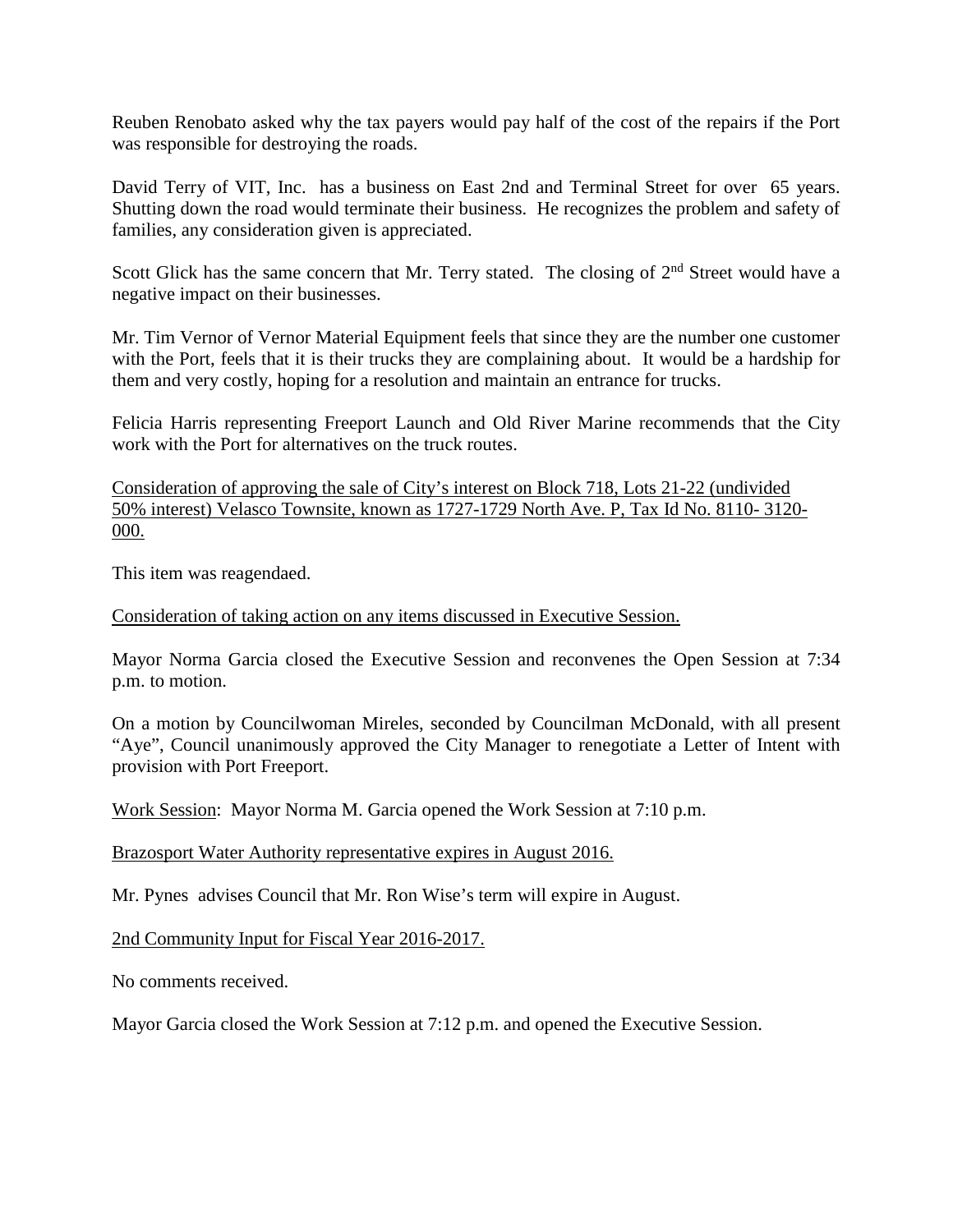Reuben Renobato asked why the tax payers would pay half of the cost of the repairs if the Port was responsible for destroying the roads.

David Terry of VIT, Inc. has a business on East 2nd and Terminal Street for over 65 years. Shutting down the road would terminate their business. He recognizes the problem and safety of families, any consideration given is appreciated.

Scott Glick has the same concern that Mr. Terry stated. The closing of 2nd Street would have a negative impact on their businesses.

Mr. Tim Vernor of Vernor Material Equipment feels that since they are the number one customer with the Port, feels that it is their trucks they are complaining about. It would be a hardship for them and very costly, hoping for a resolution and maintain an entrance for trucks.

Felicia Harris representing Freeport Launch and Old River Marine recommends that the City work with the Port for alternatives on the truck routes.

Consideration of approving the sale of City's interest on Block 718, Lots 21-22 (undivided 50% interest) Velasco Townsite, known as 1727-1729 North Ave. P, Tax Id No. 8110- 3120-000.

This item was reagendaed.

Consideration of taking action on any items discussed in Executive Session.

Mayor Norma Garcia closed the Executive Session and reconvenes the Open Session at 7:34 p.m. to motion.

On a motion by Councilwoman Mireles, seconded by Councilman McDonald, with all present "Aye", Council unanimously approved the City Manager to renegotiate a Letter of Intent with provision with Port Freeport.

Work Session: Mayor Norma M. Garcia opened the Work Session at 7:10 p.m.

Brazosport Water Authority representative expires in August 2016.

Mr. Pynes advises Council that Mr. Ron Wise's term will expire in August.

2nd Community Input for Fiscal Year 2016-2017.

No comments received.

Mayor Garcia closed the Work Session at 7:12 p.m. and opened the Executive Session.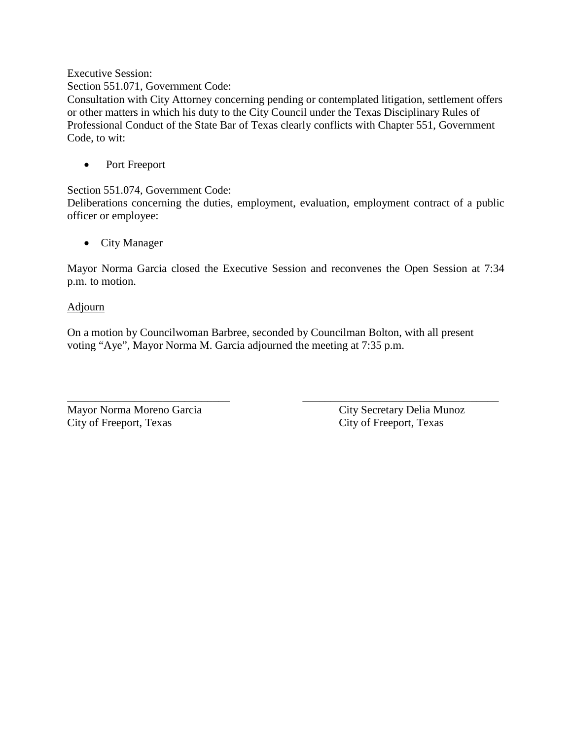Executive Session:
Section 551.071, Government Code:
Consultation with City Attorney concerning pending or contemplated litigation, settlement offers or other matters in which his duty to the City Council under the Texas Disciplinary Rules of Professional Conduct of the State Bar of Texas clearly conflicts with Chapter 551, Government Code, to wit:

- Port Freeport

Section 551.074, Government Code:
Deliberations concerning the duties, employment, evaluation, employment contract of a public officer or employee:

- City Manager

Mayor Norma Garcia closed the Executive Session and reconvenes the Open Session at 7:34 p.m. to motion.

<u>Adjourn</u>

On a motion by Councilwoman Barbree, seconded by Councilman Bolton, with all present voting "Aye", Mayor Norma M. Garcia adjourned the meeting at 7:35 p.m.

| | |
|---|---|
| ______________________________ | ______________________________ |
| Mayor Norma Moreno Garcia | City Secretary Delia Munoz |
| City of Freeport, Texas | City of Freeport, Texas |